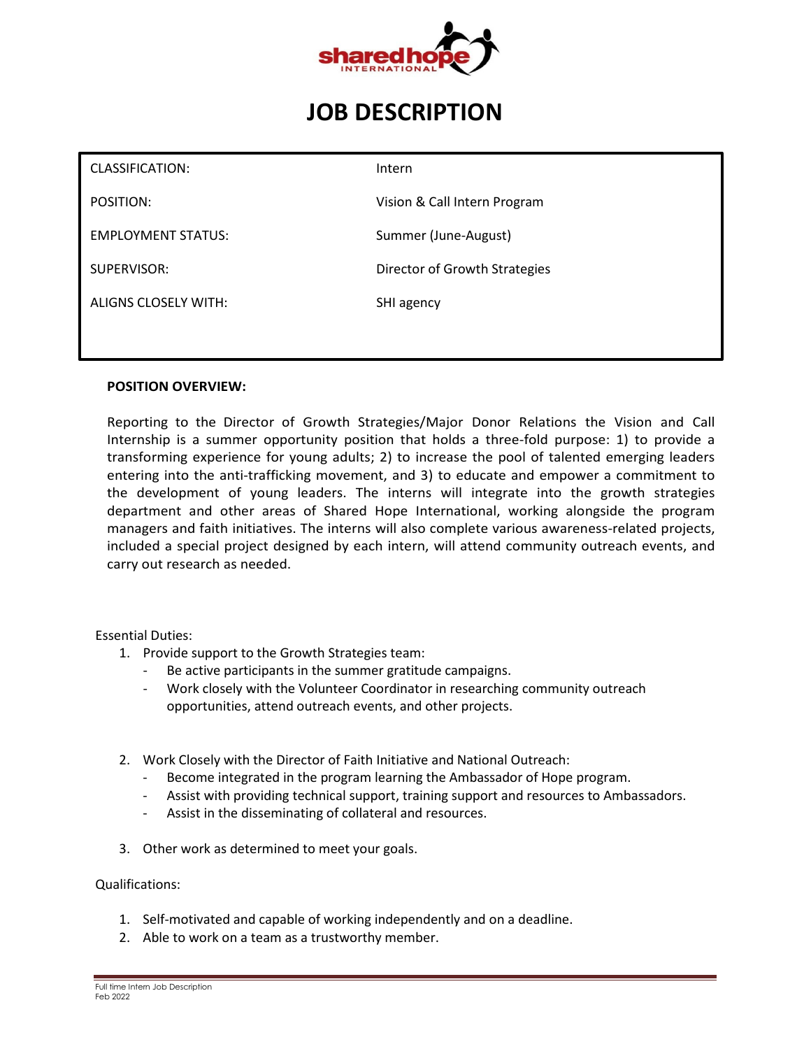# JOB DESCRIPTION

| | |
|---|---|
| CLASSIFICATION: | Intern |
| POSITION: | Vision & Call Intern Program |
| EMPLOYMENT STATUS: | Summer (June-August) |
| SUPERVISOR: | Director of Growth Strategies |
| ALIGNS CLOSELY WITH: | SHI agency |

**POSITION OVERVIEW:**

Reporting to the Director of Growth Strategies/Major Donor Relations the Vision and Call Internship is a summer opportunity position that holds a three-fold purpose: 1) to provide a transforming experience for young adults; 2) to increase the pool of talented emerging leaders entering into the anti-trafficking movement, and 3) to educate and empower a commitment to the development of young leaders. The interns will integrate into the growth strategies department and other areas of Shared Hope International, working alongside the program managers and faith initiatives. The interns will also complete various awareness-related projects, included a special project designed by each intern, will attend community outreach events, and carry out research as needed.

Essential Duties:

1. Provide support to the Growth Strategies team:
   - Be active participants in the summer gratitude campaigns.
   - Work closely with the Volunteer Coordinator in researching community outreach opportunities, attend outreach events, and other projects.
2. Work Closely with the Director of Faith Initiative and National Outreach:
   - Become integrated in the program learning the Ambassador of Hope program.
   - Assist with providing technical support, training support and resources to Ambassadors.
   - Assist in the disseminating of collateral and resources.
3. Other work as determined to meet your goals.

Qualifications:

1. Self-motivated and capable of working independently and on a deadline.
2. Able to work on a team as a trustworthy member.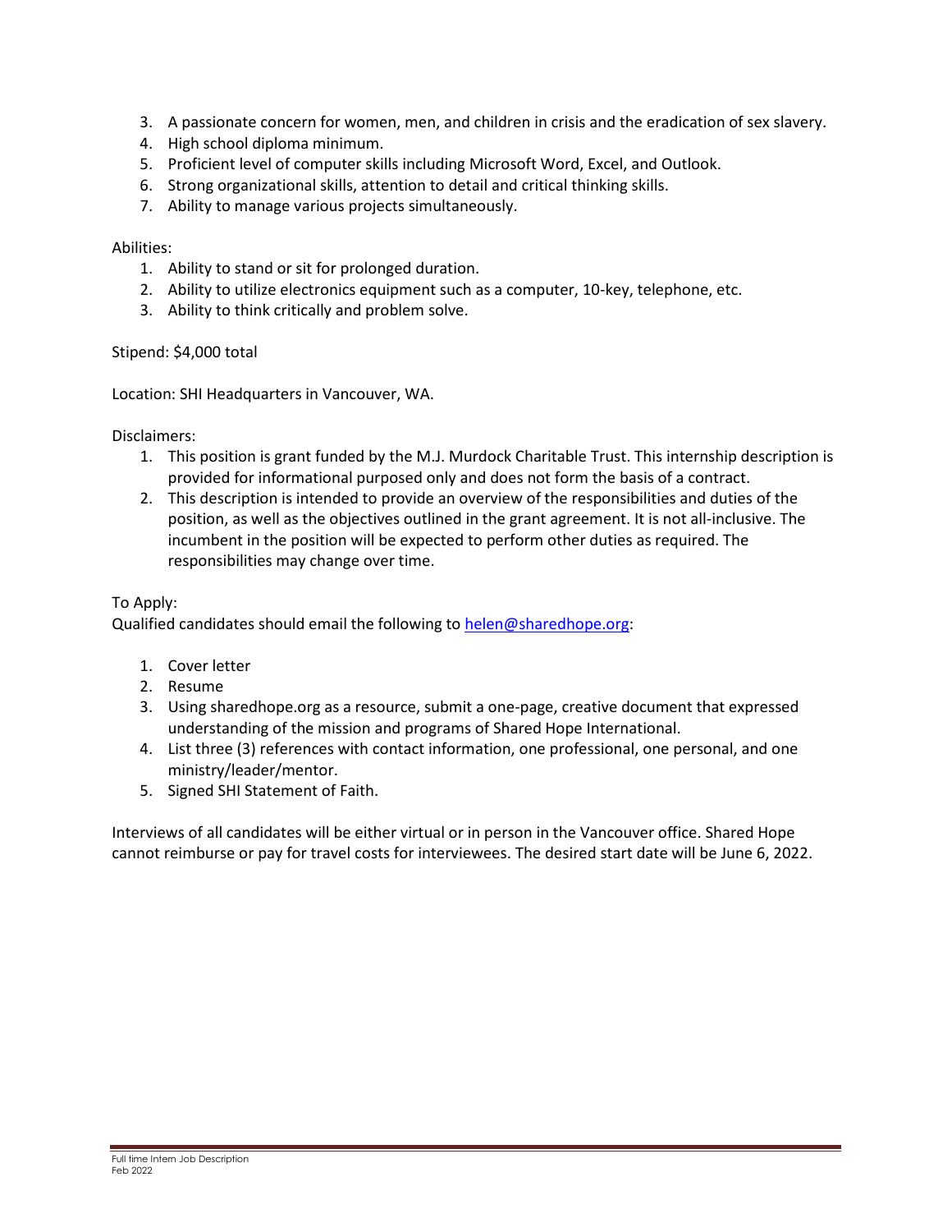3. A passionate concern for women, men, and children in crisis and the eradication of sex slavery.
4. High school diploma minimum.
5. Proficient level of computer skills including Microsoft Word, Excel, and Outlook.
6. Strong organizational skills, attention to detail and critical thinking skills.
7. Ability to manage various projects simultaneously.

Abilities:

1. Ability to stand or sit for prolonged duration.
2. Ability to utilize electronics equipment such as a computer, 10-key, telephone, etc.
3. Ability to think critically and problem solve.

Stipend: $4,000 total

Location: SHI Headquarters in Vancouver, WA.

Disclaimers:

1. This position is grant funded by the M.J. Murdock Charitable Trust. This internship description is provided for informational purposed only and does not form the basis of a contract.
2. This description is intended to provide an overview of the responsibilities and duties of the position, as well as the objectives outlined in the grant agreement. It is not all-inclusive. The incumbent in the position will be expected to perform other duties as required. The responsibilities may change over time.

To Apply:

Qualified candidates should email the following to helen@sharedhope.org:

1. Cover letter
2. Resume
3. Using sharedhope.org as a resource, submit a one-page, creative document that expressed understanding of the mission and programs of Shared Hope International.
4. List three (3) references with contact information, one professional, one personal, and one ministry/leader/mentor.
5. Signed SHI Statement of Faith.

Interviews of all candidates will be either virtual or in person in the Vancouver office. Shared Hope cannot reimburse or pay for travel costs for interviewees. The desired start date will be June 6, 2022.